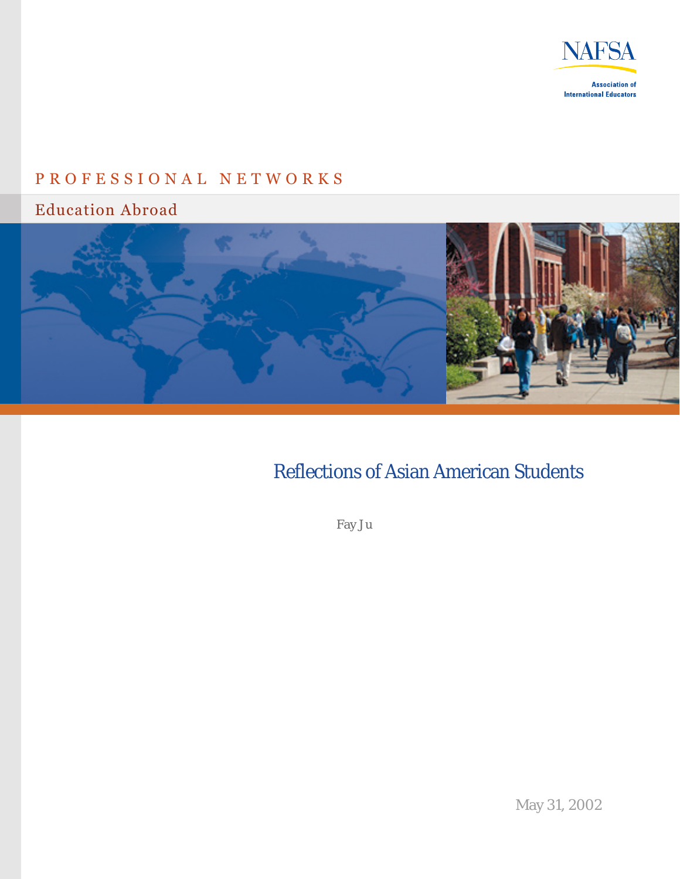NAFSA

Association of International Educators

PROFESSIONAL NETWORKS

Education Abroad

# Reflections of Asian American Students

Fay Ju

May 31, 2002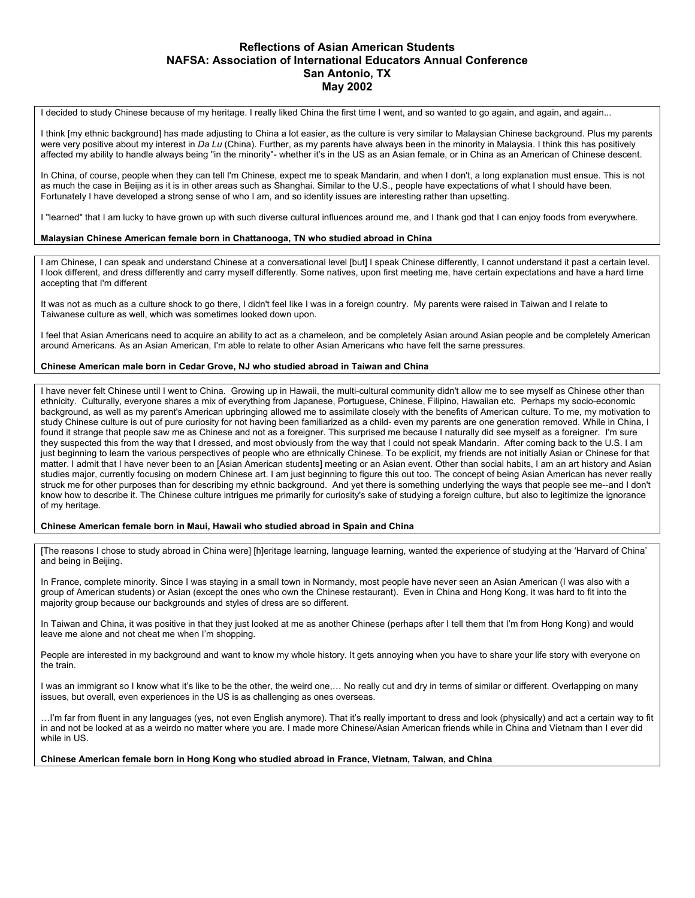# Reflections of Asian American Students
## NAFSA: Association of International Educators Annual Conference
## San Antonio, TX
## May 2002

I decided to study Chinese because of my heritage. I really liked China the first time I went, and so wanted to go again, and again, and again...

I think [my ethnic background] has made adjusting to China a lot easier, as the culture is very similar to Malaysian Chinese background. Plus my parents were very positive about my interest in *Da Lu* (China). Further, as my parents have always been in the minority in Malaysia. I think this has positively affected my ability to handle always being "in the minority"- whether it's in the US as an Asian female, or in China as an American of Chinese descent.

In China, of course, people when they can tell I'm Chinese, expect me to speak Mandarin, and when I don't, a long explanation must ensue. This is not as much the case in Beijing as it is in other areas such as Shanghai. Similar to the U.S., people have expectations of what I should have been. Fortunately I have developed a strong sense of who I am, and so identity issues are interesting rather than upsetting.

I "learned" that I am lucky to have grown up with such diverse cultural influences around me, and I thank god that I can enjoy foods from everywhere.

**Malaysian Chinese American female born in Chattanooga, TN who studied abroad in China**

---

I am Chinese, I can speak and understand Chinese at a conversational level [but] I speak Chinese differently, I cannot understand it past a certain level. I look different, and dress differently and carry myself differently. Some natives, upon first meeting me, have certain expectations and have a hard time accepting that I'm different

It was not as much as a culture shock to go there, I didn't feel like I was in a foreign country. My parents were raised in Taiwan and I relate to Taiwanese culture as well, which was sometimes looked down upon.

I feel that Asian Americans need to acquire an ability to act as a chameleon, and be completely Asian around Asian people and be completely American around Americans. As an Asian American, I'm able to relate to other Asian Americans who have felt the same pressures.

**Chinese American male born in Cedar Grove, NJ who studied abroad in Taiwan and China**

---

I have never felt Chinese until I went to China. Growing up in Hawaii, the multi-cultural community didn't allow me to see myself as Chinese other than ethnicity. Culturally, everyone shares a mix of everything from Japanese, Portuguese, Chinese, Filipino, Hawaiian etc. Perhaps my socio-economic background, as well as my parent's American upbringing allowed me to assimilate closely with the benefits of American culture. To me, my motivation to study Chinese culture is out of pure curiosity for not having been familiarized as a child- even my parents are one generation removed. While in China, I found it strange that people saw me as Chinese and not as a foreigner. This surprised me because I naturally did see myself as a foreigner. I'm sure they suspected this from the way that I dressed, and most obviously from the way that I could not speak Mandarin. After coming back to the U.S. I am just beginning to learn the various perspectives of people who are ethnically Chinese. To be explicit, my friends are not initially Asian or Chinese for that matter. I admit that I have never been to an [Asian American students] meeting or an Asian event. Other than social habits, I am an art history and Asian studies major, currently focusing on modern Chinese art. I am just beginning to figure this out too. The concept of being Asian American has never really struck me for other purposes than for describing my ethnic background. And yet there is something underlying the ways that people see me--and I don't know how to describe it. The Chinese culture intrigues me primarily for curiosity's sake of studying a foreign culture, but also to legitimize the ignorance of my heritage.

**Chinese American female born in Maui, Hawaii who studied abroad in Spain and China**

---

[The reasons I chose to study abroad in China were] [h]eritage learning, language learning, wanted the experience of studying at the 'Harvard of China' and being in Beijing.

In France, complete minority. Since I was staying in a small town in Normandy, most people have never seen an Asian American (I was also with a group of American students) or Asian (except the ones who own the Chinese restaurant). Even in China and Hong Kong, it was hard to fit into the majority group because our backgrounds and styles of dress are so different.

In Taiwan and China, it was positive in that they just looked at me as another Chinese (perhaps after I tell them that I'm from Hong Kong) and would leave me alone and not cheat me when I'm shopping.

People are interested in my background and want to know my whole history. It gets annoying when you have to share your life story with everyone on the train.

I was an immigrant so I know what it's like to be the other, the weird one,… No really cut and dry in terms of similar or different. Overlapping on many issues, but overall, even experiences in the US is as challenging as ones overseas.

…I'm far from fluent in any languages (yes, not even English anymore). That it's really important to dress and look (physically) and act a certain way to fit in and not be looked at as a weirdo no matter where you are. I made more Chinese/Asian American friends while in China and Vietnam than I ever did while in US.

**Chinese American female born in Hong Kong who studied abroad in France, Vietnam, Taiwan, and China**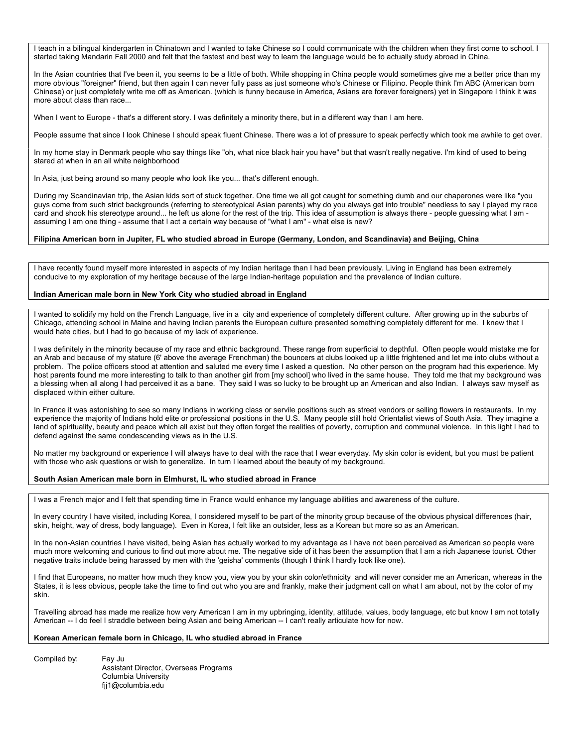I teach in a bilingual kindergarten in Chinatown and I wanted to take Chinese so I could communicate with the children when they first come to school. I started taking Mandarin Fall 2000 and felt that the fastest and best way to learn the language would be to actually study abroad in China.

In the Asian countries that I've been it, you seems to be a little of both. While shopping in China people would sometimes give me a better price than my more obvious "foreigner" friend, but then again I can never fully pass as just someone who's Chinese or Filipino. People think I'm ABC (American born Chinese) or just completely write me off as American. (which is funny because in America, Asians are forever foreigners) yet in Singapore I think it was more about class than race...

When I went to Europe - that's a different story. I was definitely a minority there, but in a different way than I am here.

People assume that since I look Chinese I should speak fluent Chinese. There was a lot of pressure to speak perfectly which took me awhile to get over.

In my home stay in Denmark people who say things like "oh, what nice black hair you have" but that wasn't really negative. I'm kind of used to being stared at when in an all white neighborhood

In Asia, just being around so many people who look like you... that's different enough.

During my Scandinavian trip, the Asian kids sort of stuck together. One time we all got caught for something dumb and our chaperones were like "you guys come from such strict backgrounds (referring to stereotypical Asian parents) why do you always get into trouble" needless to say I played my race card and shook his stereotype around... he left us alone for the rest of the trip. This idea of assumption is always there - people guessing what I am - assuming I am one thing - assume that I act a certain way because of "what I am" - what else is new?

**Filipina American born in Jupiter, FL who studied abroad in Europe (Germany, London, and Scandinavia) and Beijing, China**

---

I have recently found myself more interested in aspects of my Indian heritage than I had been previously. Living in England has been extremely conducive to my exploration of my heritage because of the large Indian-heritage population and the prevalence of Indian culture.

**Indian American male born in New York City who studied abroad in England**

---

I wanted to solidify my hold on the French Language, live in a city and experience of completely different culture. After growing up in the suburbs of Chicago, attending school in Maine and having Indian parents the European culture presented something completely different for me. I knew that I would hate cities, but I had to go because of my lack of experience.

I was definitely in the minority because of my race and ethnic background. These range from superficial to depthful. Often people would mistake me for an Arab and because of my stature (6' above the average Frenchman) the bouncers at clubs looked up a little frightened and let me into clubs without a problem. The police officers stood at attention and saluted me every time I asked a question. No other person on the program had this experience. My host parents found me more interesting to talk to than another girl from [my school] who lived in the same house. They told me that my background was a blessing when all along I had perceived it as a bane. They said I was so lucky to be brought up an American and also Indian. I always saw myself as displaced within either culture.

In France it was astonishing to see so many Indians in working class or servile positions such as street vendors or selling flowers in restaurants. In my experience the majority of Indians hold elite or professional positions in the U.S. Many people still hold Orientalist views of South Asia. They imagine a land of spirituality, beauty and peace which all exist but they often forget the realities of poverty, corruption and communal violence. In this light I had to defend against the same condescending views as in the U.S.

No matter my background or experience I will always have to deal with the race that I wear everyday. My skin color is evident, but you must be patient with those who ask questions or wish to generalize. In turn I learned about the beauty of my background.

**South Asian American male born in Elmhurst, IL who studied abroad in France**

---

I was a French major and I felt that spending time in France would enhance my language abilities and awareness of the culture.

In every country I have visited, including Korea, I considered myself to be part of the minority group because of the obvious physical differences (hair, skin, height, way of dress, body language). Even in Korea, I felt like an outsider, less as a Korean but more so as an American.

In the non-Asian countries I have visited, being Asian has actually worked to my advantage as I have not been perceived as American so people were much more welcoming and curious to find out more about me. The negative side of it has been the assumption that I am a rich Japanese tourist. Other negative traits include being harassed by men with the 'geisha' comments (though I think I hardly look like one).

I find that Europeans, no matter how much they know you, view you by your skin color/ethnicity and will never consider me an American, whereas in the States, it is less obvious, people take the time to find out who you are and frankly, make their judgment call on what I am about, not by the color of my skin.

Travelling abroad has made me realize how very American I am in my upbringing, identity, attitude, values, body language, etc but know I am not totally American -- I do feel I straddle between being Asian and being American -- I can't really articulate how for now.

**Korean American female born in Chicago, IL who studied abroad in France**

---

Compiled by: Fay Ju
Assistant Director, Overseas Programs
Columbia University
fjj1@columbia.edu